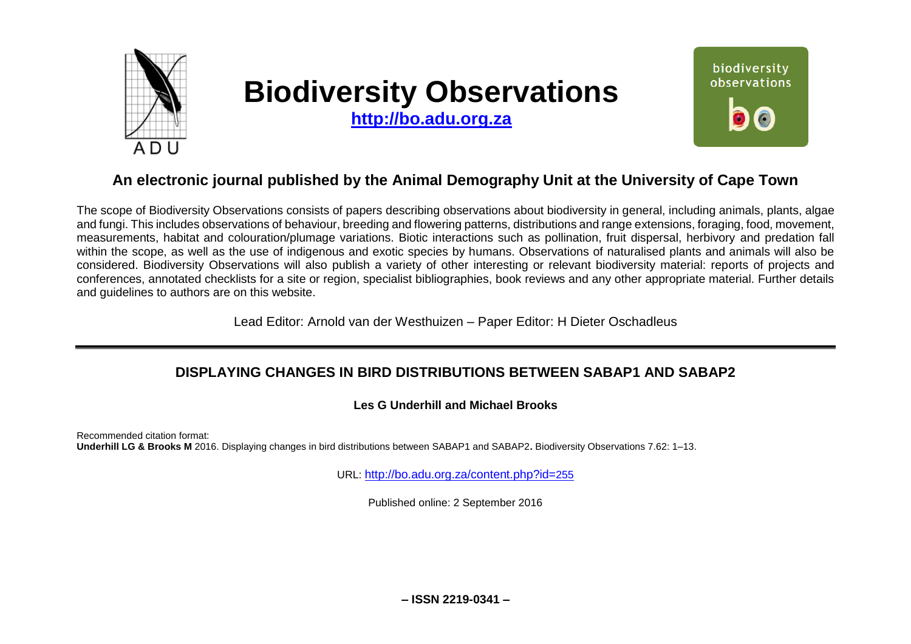# Biodiversity Observations

**http://bo.adu.org.za**

## An electronic journal published by the Animal Demography Unit at the University of Cape Town

The scope of Biodiversity Observations consists of papers describing observations about biodiversity in general, including animals, plants, algae and fungi. This includes observations of behaviour, breeding and flowering patterns, distributions and range extensions, foraging, food, movement, measurements, habitat and colouration/plumage variations. Biotic interactions such as pollination, fruit dispersal, herbivory and predation fall within the scope, as well as the use of indigenous and exotic species by humans. Observations of naturalised plants and animals will also be considered. Biodiversity Observations will also publish a variety of other interesting or relevant biodiversity material: reports of projects and conferences, annotated checklists for a site or region, specialist bibliographies, book reviews and any other appropriate material. Further details and guidelines to authors are on this website.

Lead Editor: Arnold van der Westhuizen – Paper Editor: H Dieter Oschadleus

---

## DISPLAYING CHANGES IN BIRD DISTRIBUTIONS BETWEEN SABAP1 AND SABAP2

**Les G Underhill and Michael Brooks**

Recommended citation format:
**Underhill LG & Brooks M** 2016. Displaying changes in bird distributions between SABAP1 and SABAP2**.** Biodiversity Observations 7.62: 1–13.

URL: http://bo.adu.org.za/content.php?id=255

Published online: 2 September 2016

**– ISSN 2219-0341 –**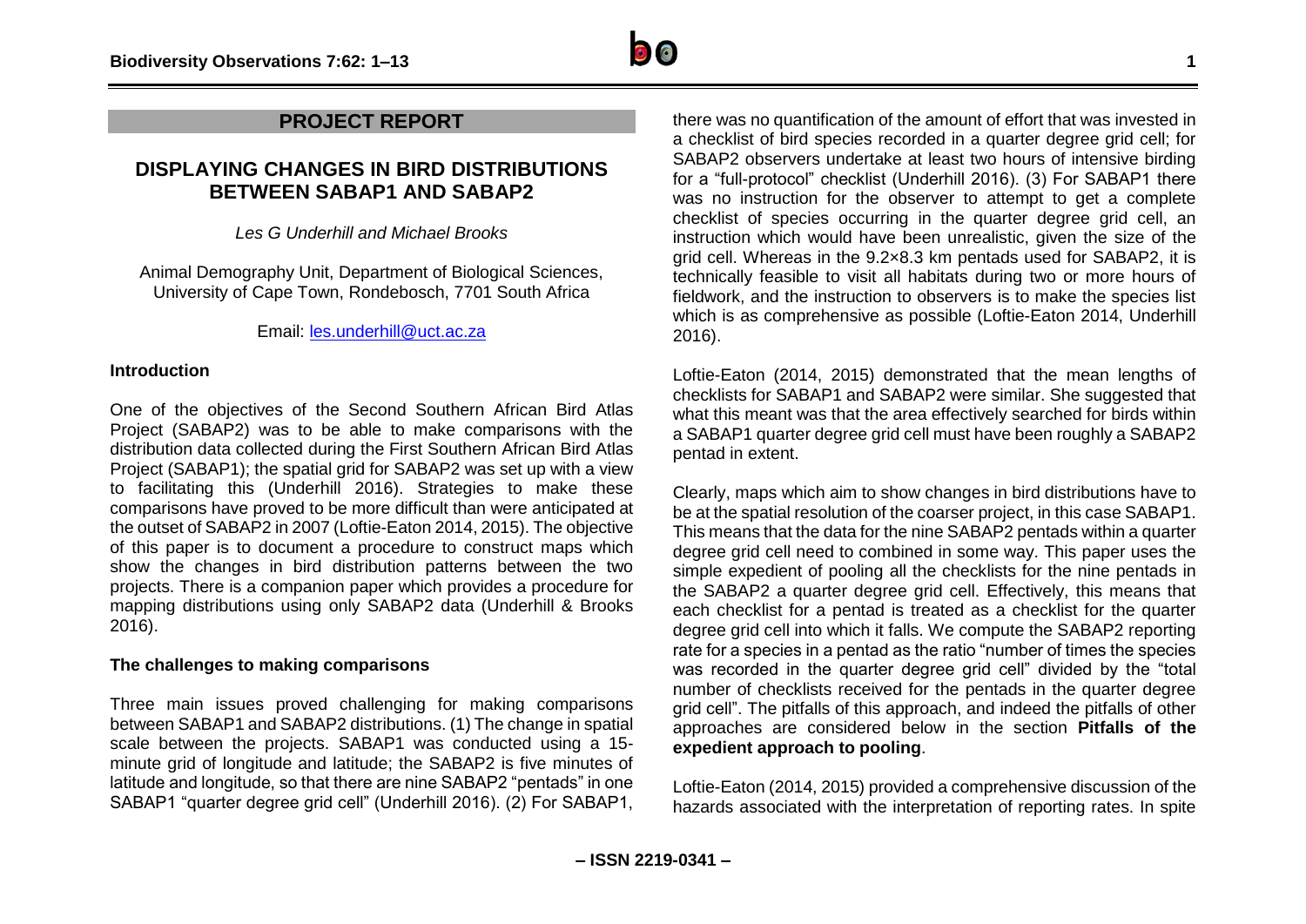## PROJECT REPORT

# DISPLAYING CHANGES IN BIRD DISTRIBUTIONS BETWEEN SABAP1 AND SABAP2

*Les G Underhill and Michael Brooks*

Animal Demography Unit, Department of Biological Sciences, University of Cape Town, Rondebosch, 7701 South Africa

Email: les.underhill@uct.ac.za

### Introduction

One of the objectives of the Second Southern African Bird Atlas Project (SABAP2) was to be able to make comparisons with the distribution data collected during the First Southern African Bird Atlas Project (SABAP1); the spatial grid for SABAP2 was set up with a view to facilitating this (Underhill 2016). Strategies to make these comparisons have proved to be more difficult than were anticipated at the outset of SABAP2 in 2007 (Loftie-Eaton 2014, 2015). The objective of this paper is to document a procedure to construct maps which show the changes in bird distribution patterns between the two projects. There is a companion paper which provides a procedure for mapping distributions using only SABAP2 data (Underhill & Brooks 2016).

### The challenges to making comparisons

Three main issues proved challenging for making comparisons between SABAP1 and SABAP2 distributions. (1) The change in spatial scale between the projects. SABAP1 was conducted using a 15-minute grid of longitude and latitude; the SABAP2 is five minutes of latitude and longitude, so that there are nine SABAP2 "pentads" in one SABAP1 "quarter degree grid cell" (Underhill 2016). (2) For SABAP1, there was no quantification of the amount of effort that was invested in a checklist of bird species recorded in a quarter degree grid cell; for SABAP2 observers undertake at least two hours of intensive birding for a "full-protocol" checklist (Underhill 2016). (3) For SABAP1 there was no instruction for the observer to attempt to get a complete checklist of species occurring in the quarter degree grid cell, an instruction which would have been unrealistic, given the size of the grid cell. Whereas in the 9.2×8.3 km pentads used for SABAP2, it is technically feasible to visit all habitats during two or more hours of fieldwork, and the instruction to observers is to make the species list which is as comprehensive as possible (Loftie-Eaton 2014, Underhill 2016).

Loftie-Eaton (2014, 2015) demonstrated that the mean lengths of checklists for SABAP1 and SABAP2 were similar. She suggested that what this meant was that the area effectively searched for birds within a SABAP1 quarter degree grid cell must have been roughly a SABAP2 pentad in extent.

Clearly, maps which aim to show changes in bird distributions have to be at the spatial resolution of the coarser project, in this case SABAP1. This means that the data for the nine SABAP2 pentads within a quarter degree grid cell need to combined in some way. This paper uses the simple expedient of pooling all the checklists for the nine pentads in the SABAP2 a quarter degree grid cell. Effectively, this means that each checklist for a pentad is treated as a checklist for the quarter degree grid cell into which it falls. We compute the SABAP2 reporting rate for a species in a pentad as the ratio "number of times the species was recorded in the quarter degree grid cell" divided by the "total number of checklists received for the pentads in the quarter degree grid cell". The pitfalls of this approach, and indeed the pitfalls of other approaches are considered below in the section **Pitfalls of the expedient approach to pooling**.

Loftie-Eaton (2014, 2015) provided a comprehensive discussion of the hazards associated with the interpretation of reporting rates. In spite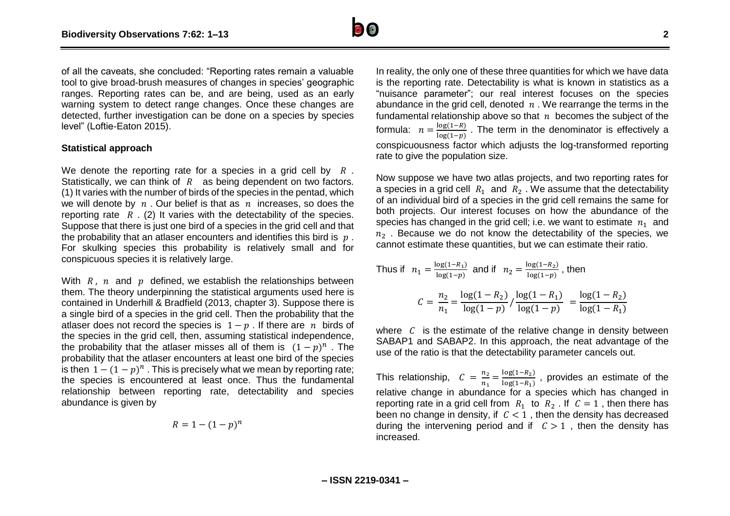of all the caveats, she concluded: "Reporting rates remain a valuable tool to give broad-brush measures of changes in species' geographic ranges. Reporting rates can be, and are being, used as an early warning system to detect range changes. Once these changes are detected, further investigation can be done on a species by species level" (Loftie-Eaton 2015).

**Statistical approach**

We denote the reporting rate for a species in a grid cell by $R$. Statistically, we can think of $R$ as being dependent on two factors. (1) It varies with the number of birds of the species in the pentad, which we will denote by $n$. Our belief is that as $n$ increases, so does the reporting rate $R$. (2) It varies with the detectability of the species. Suppose that there is just one bird of a species in the grid cell and that the probability that an atlaser encounters and identifies this bird is $p$. For skulking species this probability is relatively small and for conspicuous species it is relatively large.

With $R$, $n$ and $p$ defined, we establish the relationships between them. The theory underpinning the statistical arguments used here is contained in Underhill & Bradfield (2013, chapter 3). Suppose there is a single bird of a species in the grid cell. Then the probability that the atlaser does not record the species is $1 - p$. If there are $n$ birds of the species in the grid cell, then, assuming statistical independence, the probability that the atlaser misses all of them is $(1 - p)^n$. The probability that the atlaser encounters at least one bird of the species is then $1 - (1 - p)^n$. This is precisely what we mean by reporting rate; the species is encountered at least once. Thus the fundamental relationship between reporting rate, detectability and species abundance is given by

$$R = 1 - (1 - p)^n$$

In reality, the only one of these three quantities for which we have data is the reporting rate. Detectability is what is known in statistics as a "nuisance parameter"; our real interest focuses on the species abundance in the grid cell, denoted $n$. We rearrange the terms in the fundamental relationship above so that $n$ becomes the subject of the formula: $n = \frac{\log(1-R)}{\log(1-p)}$. The term in the denominator is effectively a conspicuousness factor which adjusts the log-transformed reporting rate to give the population size.

Now suppose we have two atlas projects, and two reporting rates for a species in a grid cell $R_1$ and $R_2$. We assume that the detectability of an individual bird of a species in the grid cell remains the same for both projects. Our interest focuses on how the abundance of the species has changed in the grid cell; i.e. we want to estimate $n_1$ and $n_2$. Because we do not know the detectability of the species, we cannot estimate these quantities, but we can estimate their ratio.

Thus if $n_1 = \frac{\log(1-R_1)}{\log(1-p)}$ and if $n_2 = \frac{\log(1-R_2)}{\log(1-p)}$, then

$$C = \frac{n_2}{n_1} = \frac{\log(1 - R_2)}{\log(1 - p)} \Big/ \frac{\log(1 - R_1)}{\log(1 - p)} = \frac{\log(1 - R_2)}{\log(1 - R_1)}$$

where $C$ is the estimate of the relative change in density between SABAP1 and SABAP2. In this approach, the neat advantage of the use of the ratio is that the detectability parameter cancels out.

This relationship, $C = \frac{n_2}{n_1} = \frac{\log(1-R_2)}{\log(1-R_1)}$, provides an estimate of the relative change in abundance for a species which has changed in reporting rate in a grid cell from $R_1$ to $R_2$. If $C = 1$, then there has been no change in density, if $C < 1$, then the density has decreased during the intervening period and if $C > 1$, then the density has increased.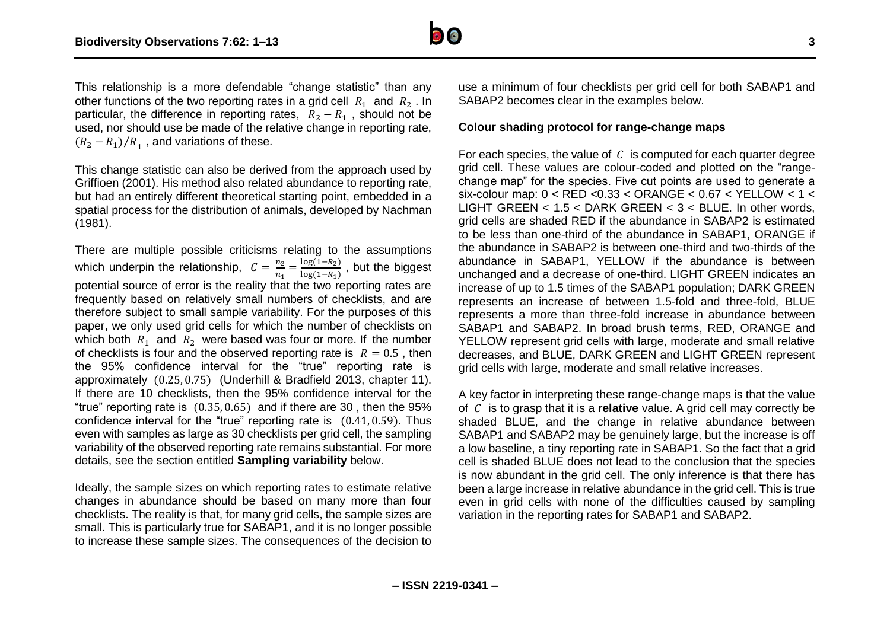This relationship is a more defendable "change statistic" than any other functions of the two reporting rates in a grid cell $R_1$ and $R_2$. In particular, the difference in reporting rates, $R_2 - R_1$, should not be used, nor should use be made of the relative change in reporting rate, $(R_2 - R_1)/R_1$, and variations of these.

This change statistic can also be derived from the approach used by Griffioen (2001). His method also related abundance to reporting rate, but had an entirely different theoretical starting point, embedded in a spatial process for the distribution of animals, developed by Nachman (1981).

There are multiple possible criticisms relating to the assumptions which underpin the relationship, $C = \frac{n_2}{n_1} = \frac{\log(1-R_2)}{\log(1-R_1)}$, but the biggest potential source of error is the reality that the two reporting rates are frequently based on relatively small numbers of checklists, and are therefore subject to small sample variability. For the purposes of this paper, we only used grid cells for which the number of checklists on which both $R_1$ and $R_2$ were based was four or more. If the number of checklists is four and the observed reporting rate is $R = 0.5$, then the 95% confidence interval for the "true" reporting rate is approximately $(0.25, 0.75)$ (Underhill & Bradfield 2013, chapter 11). If there are 10 checklists, then the 95% confidence interval for the "true" reporting rate is $(0.35, 0.65)$ and if there are 30, then the 95% confidence interval for the "true" reporting rate is $(0.41, 0.59)$. Thus even with samples as large as 30 checklists per grid cell, the sampling variability of the observed reporting rate remains substantial. For more details, see the section entitled **Sampling variability** below.

Ideally, the sample sizes on which reporting rates to estimate relative changes in abundance should be based on many more than four checklists. The reality is that, for many grid cells, the sample sizes are small. This is particularly true for SABAP1, and it is no longer possible to increase these sample sizes. The consequences of the decision to use a minimum of four checklists per grid cell for both SABAP1 and SABAP2 becomes clear in the examples below.

### Colour shading protocol for range-change maps

For each species, the value of $C$ is computed for each quarter degree grid cell. These values are colour-coded and plotted on the "range-change map" for the species. Five cut points are used to generate a six-colour map: 0 < RED <0.33 < ORANGE < 0.67 < YELLOW < 1 < LIGHT GREEN < 1.5 < DARK GREEN < 3 < BLUE. In other words, grid cells are shaded RED if the abundance in SABAP2 is estimated to be less than one-third of the abundance in SABAP1, ORANGE if the abundance in SABAP2 is between one-third and two-thirds of the abundance in SABAP1, YELLOW if the abundance is between unchanged and a decrease of one-third. LIGHT GREEN indicates an increase of up to 1.5 times of the SABAP1 population; DARK GREEN represents an increase of between 1.5-fold and three-fold, BLUE represents a more than three-fold increase in abundance between SABAP1 and SABAP2. In broad brush terms, RED, ORANGE and YELLOW represent grid cells with large, moderate and small relative decreases, and BLUE, DARK GREEN and LIGHT GREEN represent grid cells with large, moderate and small relative increases.

A key factor in interpreting these range-change maps is that the value of $C$ is to grasp that it is a **relative** value. A grid cell may correctly be shaded BLUE, and the change in relative abundance between SABAP1 and SABAP2 may be genuinely large, but the increase is off a low baseline, a tiny reporting rate in SABAP1. So the fact that a grid cell is shaded BLUE does not lead to the conclusion that the species is now abundant in the grid cell. The only inference is that there has been a large increase in relative abundance in the grid cell. This is true even in grid cells with none of the difficulties caused by sampling variation in the reporting rates for SABAP1 and SABAP2.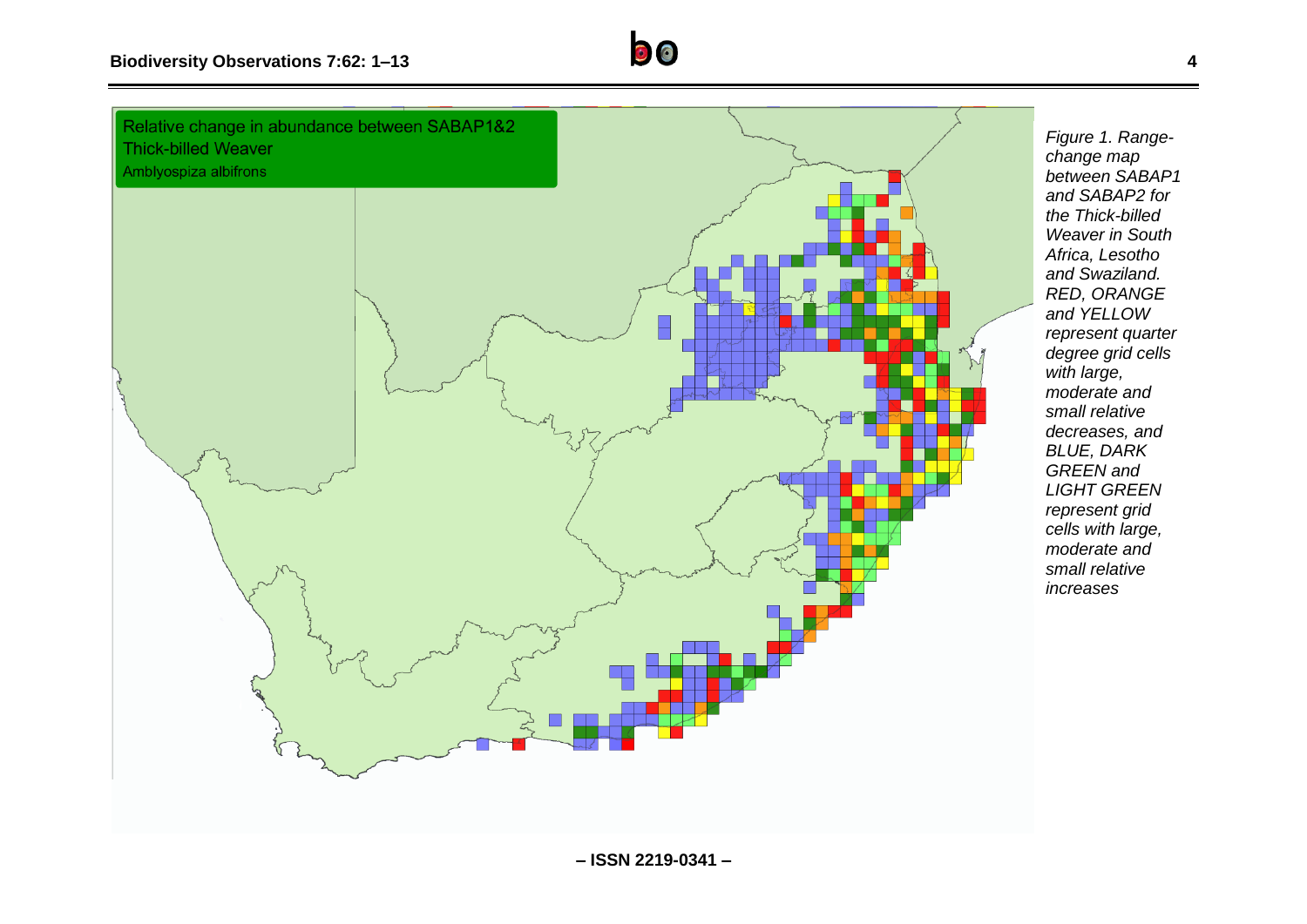*Figure 1. Range-change map between SABAP1 and SABAP2 for the Thick-billed Weaver in South Africa, Lesotho and Swaziland. RED, ORANGE and YELLOW represent quarter degree grid cells with large, moderate and small relative decreases, and BLUE, DARK GREEN and LIGHT GREEN represent grid cells with large, moderate and small relative increases*

– ISSN 2219-0341 –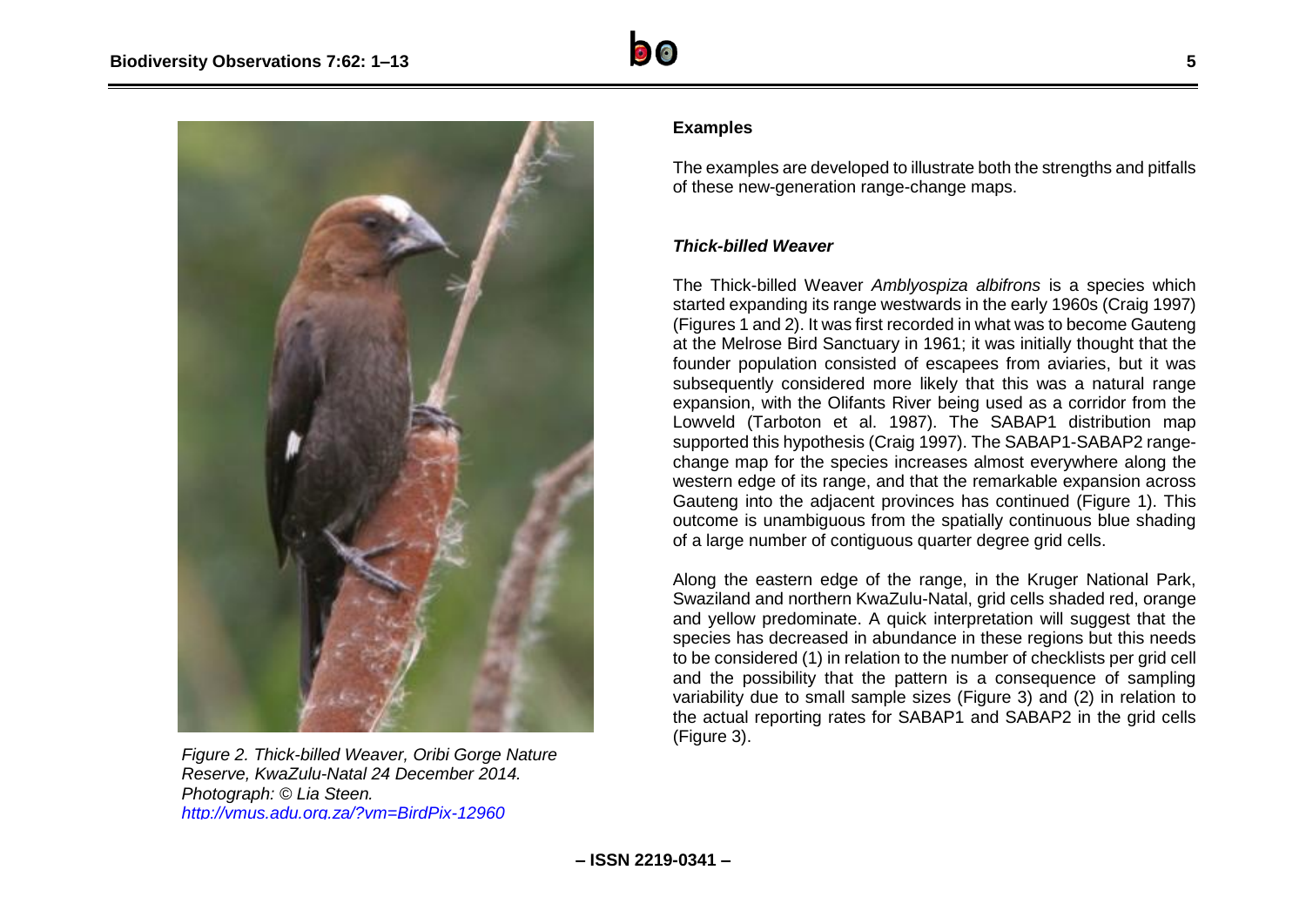Figure 2. Thick-billed Weaver, Oribi Gorge Nature Reserve, KwaZulu-Natal 24 December 2014. Photograph: © Lia Steen. http://vmus.adu.org.za/?vm=BirdPix-12960

## Examples

The examples are developed to illustrate both the strengths and pitfalls of these new-generation range-change maps.

### *Thick-billed Weaver*

The Thick-billed Weaver *Amblyospiza albifrons* is a species which started expanding its range westwards in the early 1960s (Craig 1997) (Figures 1 and 2). It was first recorded in what was to become Gauteng at the Melrose Bird Sanctuary in 1961; it was initially thought that the founder population consisted of escapees from aviaries, but it was subsequently considered more likely that this was a natural range expansion, with the Olifants River being used as a corridor from the Lowveld (Tarboton et al. 1987). The SABAP1 distribution map supported this hypothesis (Craig 1997). The SABAP1-SABAP2 range-change map for the species increases almost everywhere along the western edge of its range, and that the remarkable expansion across Gauteng into the adjacent provinces has continued (Figure 1). This outcome is unambiguous from the spatially continuous blue shading of a large number of contiguous quarter degree grid cells.

Along the eastern edge of the range, in the Kruger National Park, Swaziland and northern KwaZulu-Natal, grid cells shaded red, orange and yellow predominate. A quick interpretation will suggest that the species has decreased in abundance in these regions but this needs to be considered (1) in relation to the number of checklists per grid cell and the possibility that the pattern is a consequence of sampling variability due to small sample sizes (Figure 3) and (2) in relation to the actual reporting rates for SABAP1 and SABAP2 in the grid cells (Figure 3).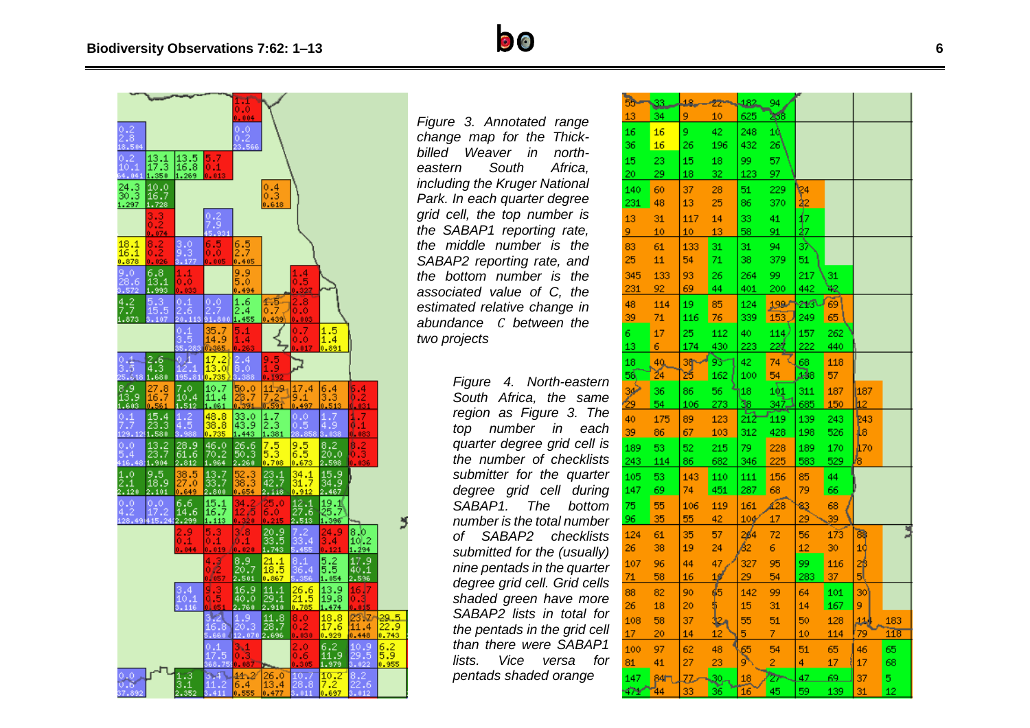*Figure 3. Annotated range change map for the Thick-billed Weaver in north-eastern South Africa, including the Kruger National Park. In each quarter degree grid cell, the top number is the SABAP1 reporting rate, the middle number is the SABAP2 reporting rate, and the bottom number is the associated value of C, the estimated relative change in abundance C between the two projects*

*Figure 4. North-eastern South Africa, the same region as Figure 3. The top number in each quarter degree grid cell is the number of checklists submitter for the quarter degree grid cell during SABAP1. The bottom number is the total number of SABAP2 checklists submitted for the (usually) nine pentads in the quarter degree grid cell. Grid cells shaded green have more SABAP2 lists in total for the pentads in the grid cell than there were SABAP1 lists. Vice versa for pentads shaded orange*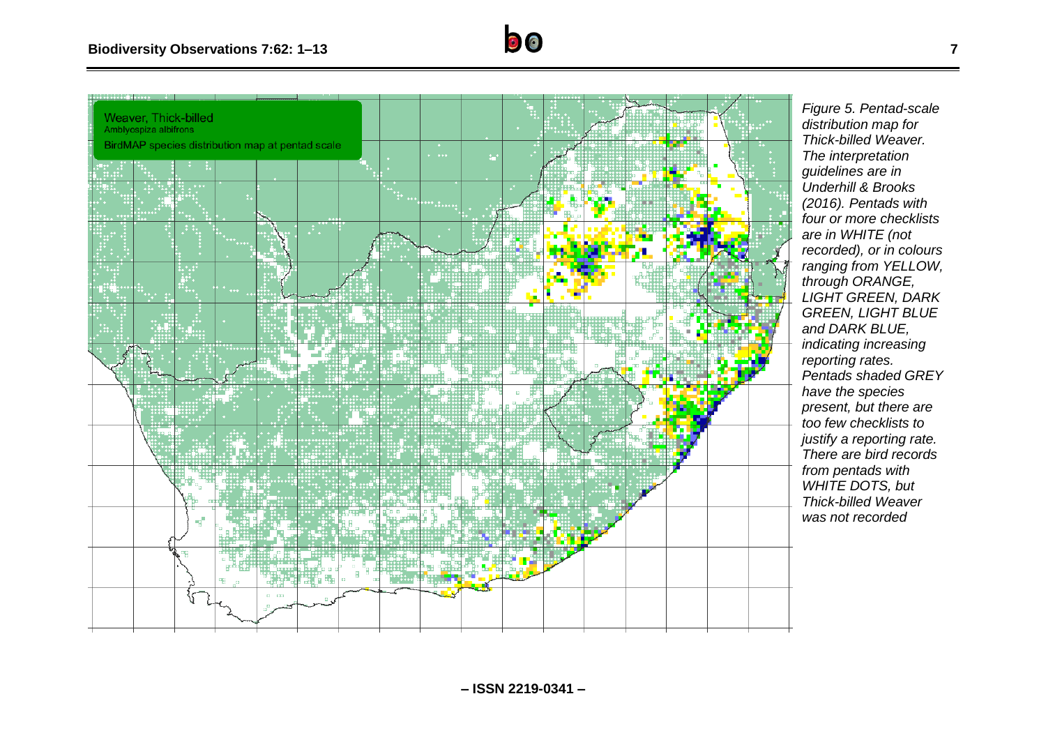*Figure 5. Pentad-scale distribution map for Thick-billed Weaver. The interpretation guidelines are in Underhill & Brooks (2016). Pentads with four or more checklists are in WHITE (not recorded), or in colours ranging from YELLOW, through ORANGE, LIGHT GREEN, DARK GREEN, LIGHT BLUE and DARK BLUE, indicating increasing reporting rates. Pentads shaded GREY have the species present, but there are too few checklists to justify a reporting rate. There are bird records from pentads with WHITE DOTS, but Thick-billed Weaver was not recorded*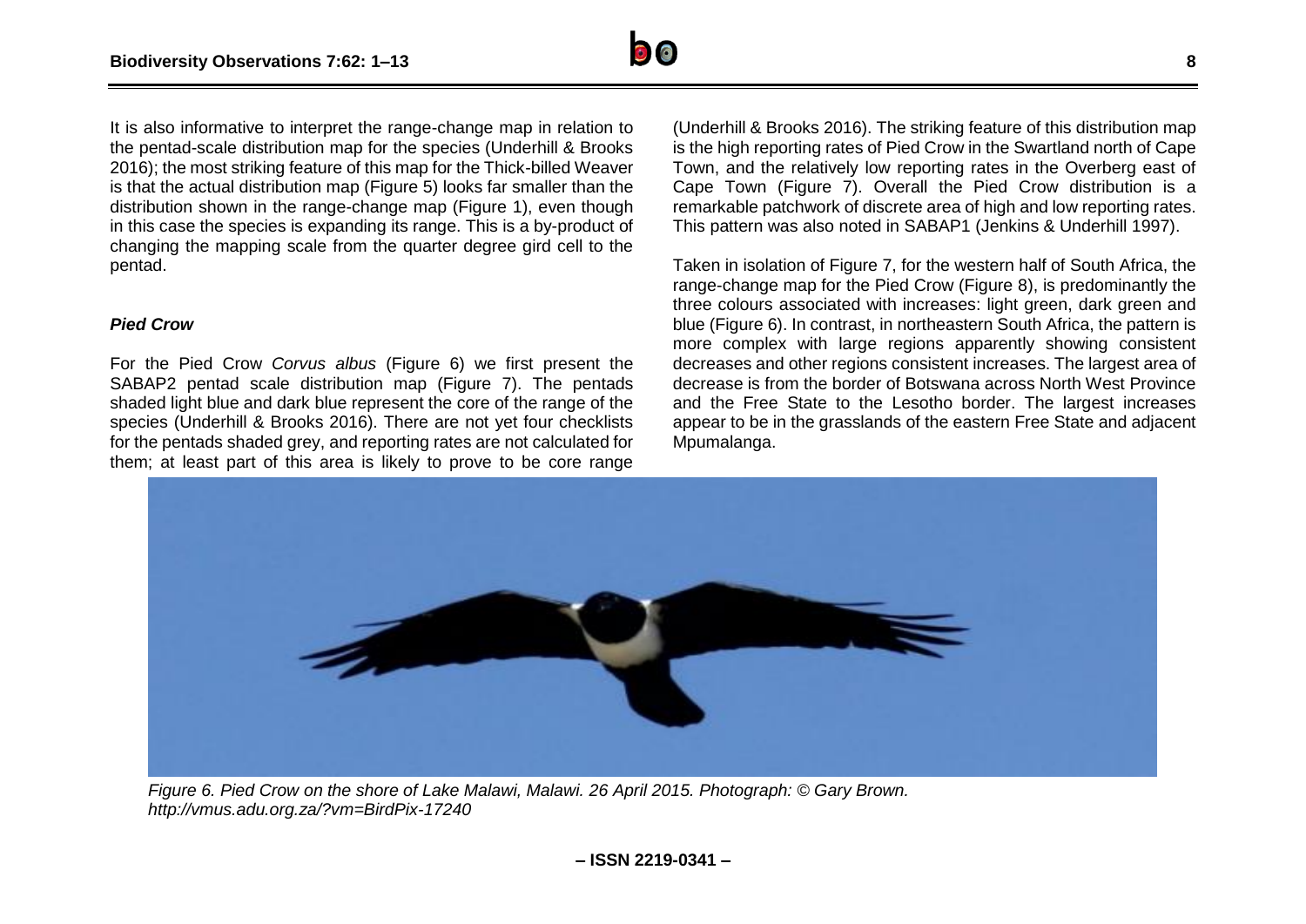It is also informative to interpret the range-change map in relation to the pentad-scale distribution map for the species (Underhill & Brooks 2016); the most striking feature of this map for the Thick-billed Weaver is that the actual distribution map (Figure 5) looks far smaller than the distribution shown in the range-change map (Figure 1), even though in this case the species is expanding its range. This is a by-product of changing the mapping scale from the quarter degree gird cell to the pentad.

### *Pied Crow*

For the Pied Crow *Corvus albus* (Figure 6) we first present the SABAP2 pentad scale distribution map (Figure 7). The pentads shaded light blue and dark blue represent the core of the range of the species (Underhill & Brooks 2016). There are not yet four checklists for the pentads shaded grey, and reporting rates are not calculated for them; at least part of this area is likely to prove to be core range (Underhill & Brooks 2016). The striking feature of this distribution map is the high reporting rates of Pied Crow in the Swartland north of Cape Town, and the relatively low reporting rates in the Overberg east of Cape Town (Figure 7). Overall the Pied Crow distribution is a remarkable patchwork of discrete area of high and low reporting rates. This pattern was also noted in SABAP1 (Jenkins & Underhill 1997).

Taken in isolation of Figure 7, for the western half of South Africa, the range-change map for the Pied Crow (Figure 8), is predominantly the three colours associated with increases: light green, dark green and blue (Figure 6). In contrast, in northeastern South Africa, the pattern is more complex with large regions apparently showing consistent decreases and other regions consistent increases. The largest area of decrease is from the border of Botswana across North West Province and the Free State to the Lesotho border. The largest increases appear to be in the grasslands of the eastern Free State and adjacent Mpumalanga.

*Figure 6. Pied Crow on the shore of Lake Malawi, Malawi. 26 April 2015. Photograph: © Gary Brown. http://vmus.adu.org.za/?vm=BirdPix-17240*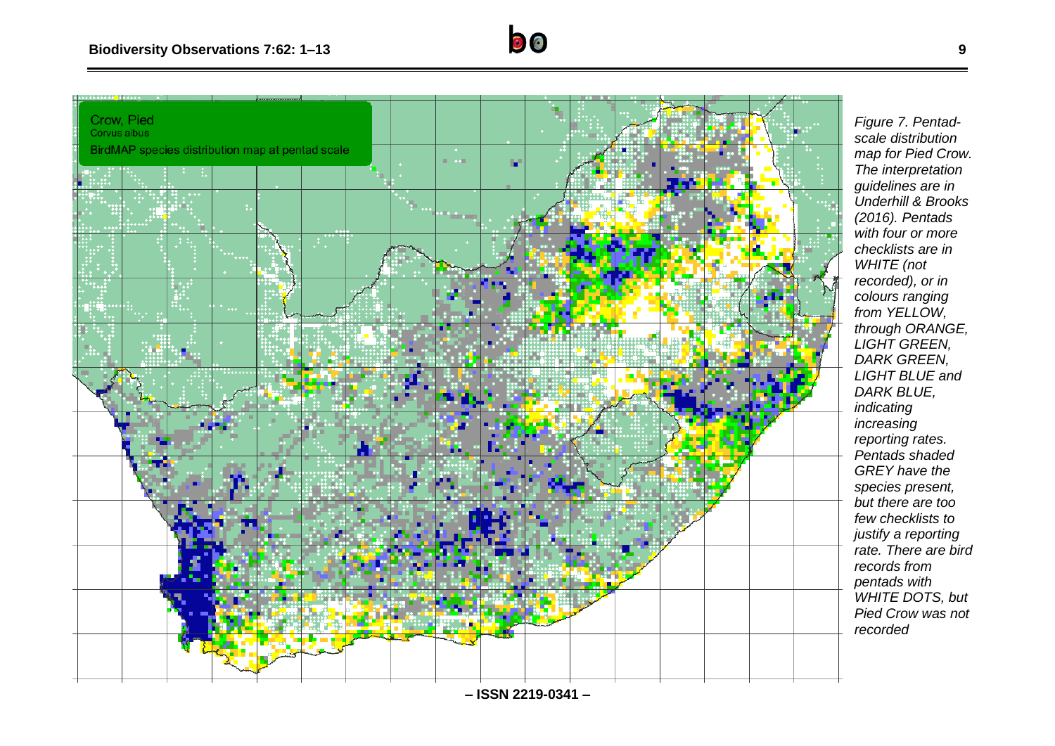*Figure 7. Pentad-scale distribution map for Pied Crow. The interpretation guidelines are in Underhill & Brooks (2016). Pentads with four or more checklists are in WHITE (not recorded), or in colours ranging from YELLOW, through ORANGE, LIGHT GREEN, DARK GREEN, LIGHT BLUE and DARK BLUE, indicating increasing reporting rates. Pentads shaded GREY have the species present, but there are too few checklists to justify a reporting rate. There are bird records from pentads with WHITE DOTS, but Pied Crow was not recorded*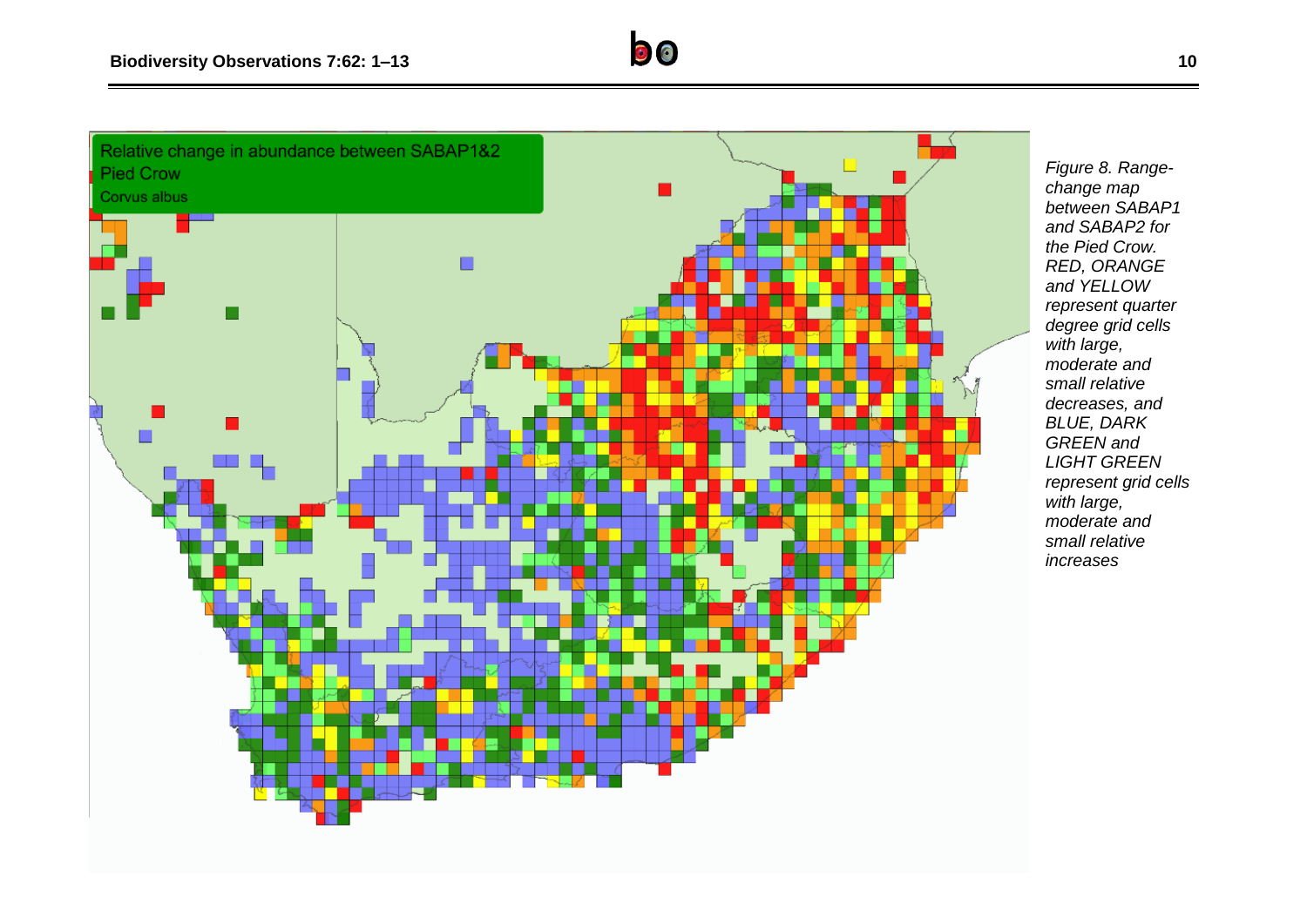*Figure 8. Range-change map between SABAP1 and SABAP2 for the Pied Crow. RED, ORANGE and YELLOW represent quarter degree grid cells with large, moderate and small relative decreases, and BLUE, DARK GREEN and LIGHT GREEN represent grid cells with large, moderate and small relative increases*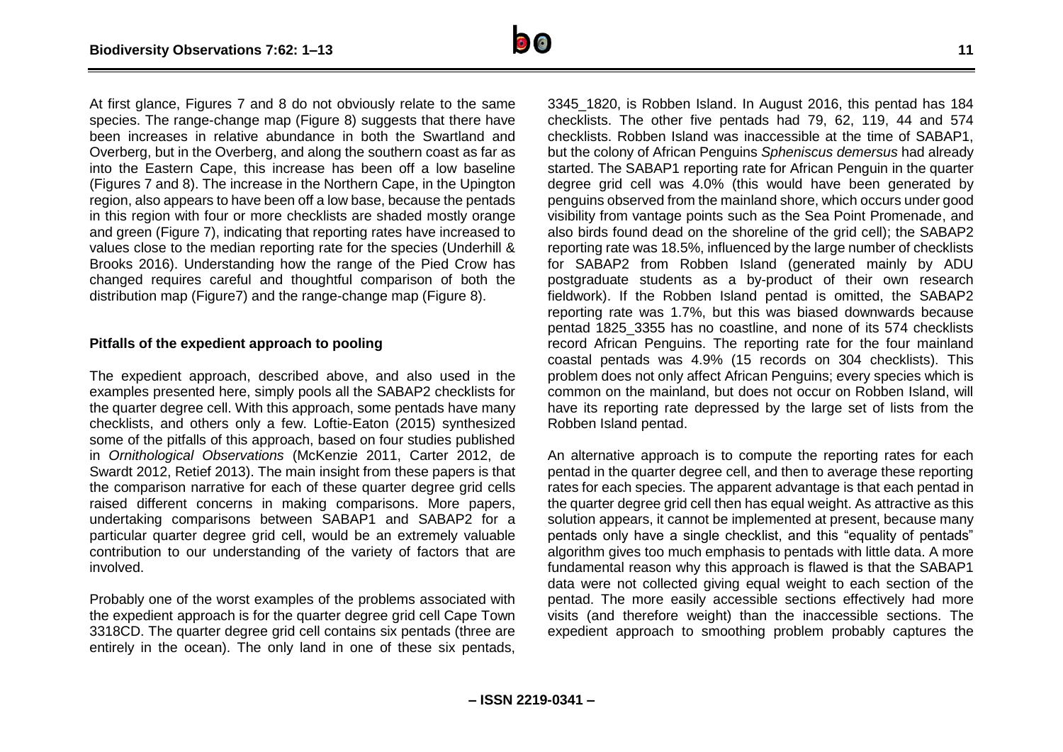At first glance, Figures 7 and 8 do not obviously relate to the same species. The range-change map (Figure 8) suggests that there have been increases in relative abundance in both the Swartland and Overberg, but in the Overberg, and along the southern coast as far as into the Eastern Cape, this increase has been off a low baseline (Figures 7 and 8). The increase in the Northern Cape, in the Upington region, also appears to have been off a low base, because the pentads in this region with four or more checklists are shaded mostly orange and green (Figure 7), indicating that reporting rates have increased to values close to the median reporting rate for the species (Underhill & Brooks 2016). Understanding how the range of the Pied Crow has changed requires careful and thoughtful comparison of both the distribution map (Figure7) and the range-change map (Figure 8).

**Pitfalls of the expedient approach to pooling**

The expedient approach, described above, and also used in the examples presented here, simply pools all the SABAP2 checklists for the quarter degree cell. With this approach, some pentads have many checklists, and others only a few. Loftie-Eaton (2015) synthesized some of the pitfalls of this approach, based on four studies published in *Ornithological Observations* (McKenzie 2011, Carter 2012, de Swardt 2012, Retief 2013). The main insight from these papers is that the comparison narrative for each of these quarter degree grid cells raised different concerns in making comparisons. More papers, undertaking comparisons between SABAP1 and SABAP2 for a particular quarter degree grid cell, would be an extremely valuable contribution to our understanding of the variety of factors that are involved.

Probably one of the worst examples of the problems associated with the expedient approach is for the quarter degree grid cell Cape Town 3318CD. The quarter degree grid cell contains six pentads (three are entirely in the ocean). The only land in one of these six pentads, 3345_1820, is Robben Island. In August 2016, this pentad has 184 checklists. The other five pentads had 79, 62, 119, 44 and 574 checklists. Robben Island was inaccessible at the time of SABAP1, but the colony of African Penguins *Spheniscus demersus* had already started. The SABAP1 reporting rate for African Penguin in the quarter degree grid cell was 4.0% (this would have been generated by penguins observed from the mainland shore, which occurs under good visibility from vantage points such as the Sea Point Promenade, and also birds found dead on the shoreline of the grid cell); the SABAP2 reporting rate was 18.5%, influenced by the large number of checklists for SABAP2 from Robben Island (generated mainly by ADU postgraduate students as a by-product of their own research fieldwork). If the Robben Island pentad is omitted, the SABAP2 reporting rate was 1.7%, but this was biased downwards because pentad 1825_3355 has no coastline, and none of its 574 checklists record African Penguins. The reporting rate for the four mainland coastal pentads was 4.9% (15 records on 304 checklists). This problem does not only affect African Penguins; every species which is common on the mainland, but does not occur on Robben Island, will have its reporting rate depressed by the large set of lists from the Robben Island pentad.

An alternative approach is to compute the reporting rates for each pentad in the quarter degree cell, and then to average these reporting rates for each species. The apparent advantage is that each pentad in the quarter degree grid cell then has equal weight. As attractive as this solution appears, it cannot be implemented at present, because many pentads only have a single checklist, and this "equality of pentads" algorithm gives too much emphasis to pentads with little data. A more fundamental reason why this approach is flawed is that the SABAP1 data were not collected giving equal weight to each section of the pentad. The more easily accessible sections effectively had more visits (and therefore weight) than the inaccessible sections. The expedient approach to smoothing problem probably captures the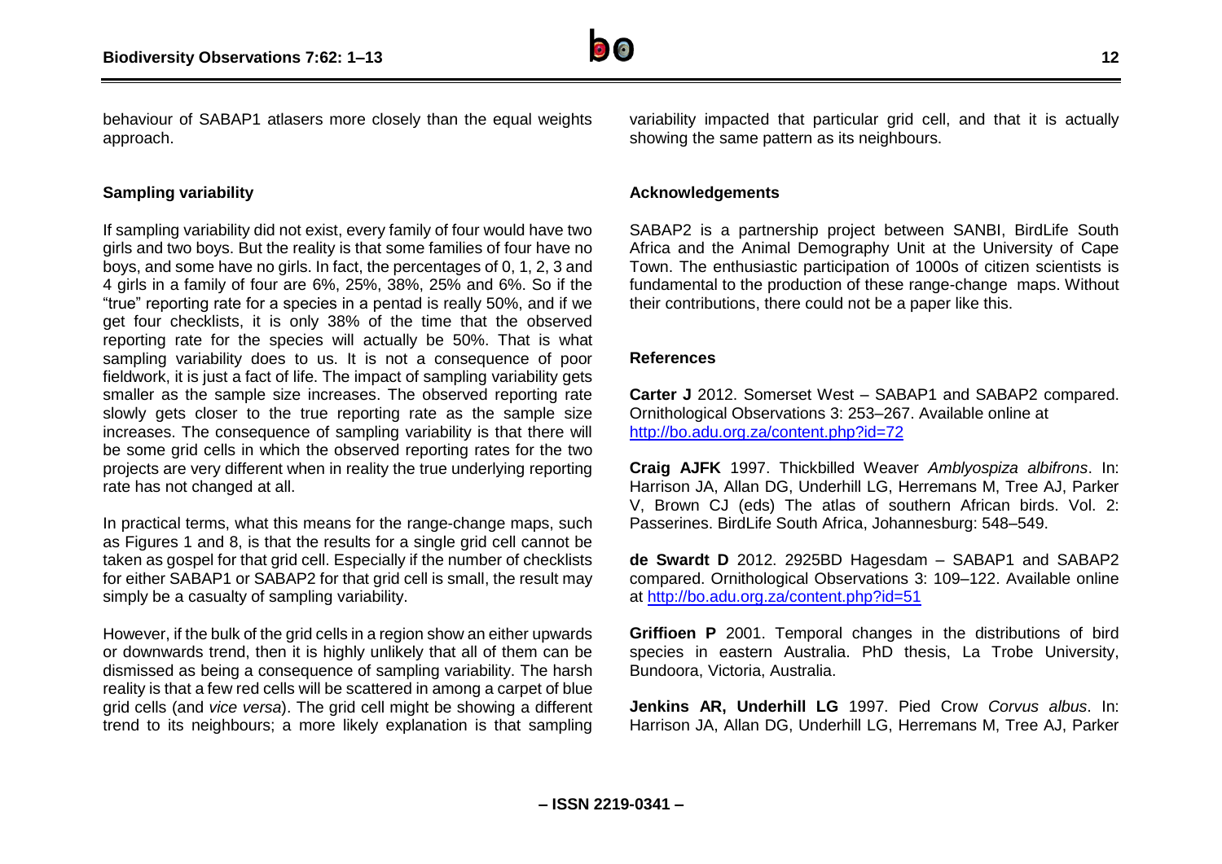behaviour of SABAP1 atlasers more closely than the equal weights approach.

**Sampling variability**

If sampling variability did not exist, every family of four would have two girls and two boys. But the reality is that some families of four have no boys, and some have no girls. In fact, the percentages of 0, 1, 2, 3 and 4 girls in a family of four are 6%, 25%, 38%, 25% and 6%. So if the "true" reporting rate for a species in a pentad is really 50%, and if we get four checklists, it is only 38% of the time that the observed reporting rate for the species will actually be 50%. That is what sampling variability does to us. It is not a consequence of poor fieldwork, it is just a fact of life. The impact of sampling variability gets smaller as the sample size increases. The observed reporting rate slowly gets closer to the true reporting rate as the sample size increases. The consequence of sampling variability is that there will be some grid cells in which the observed reporting rates for the two projects are very different when in reality the true underlying reporting rate has not changed at all.

In practical terms, what this means for the range-change maps, such as Figures 1 and 8, is that the results for a single grid cell cannot be taken as gospel for that grid cell. Especially if the number of checklists for either SABAP1 or SABAP2 for that grid cell is small, the result may simply be a casualty of sampling variability.

However, if the bulk of the grid cells in a region show an either upwards or downwards trend, then it is highly unlikely that all of them can be dismissed as being a consequence of sampling variability. The harsh reality is that a few red cells will be scattered in among a carpet of blue grid cells (and *vice versa*). The grid cell might be showing a different trend to its neighbours; a more likely explanation is that sampling variability impacted that particular grid cell, and that it is actually showing the same pattern as its neighbours.

**Acknowledgements**

SABAP2 is a partnership project between SANBI, BirdLife South Africa and the Animal Demography Unit at the University of Cape Town. The enthusiastic participation of 1000s of citizen scientists is fundamental to the production of these range-change maps. Without their contributions, there could not be a paper like this.

**References**

**Carter J** 2012. Somerset West – SABAP1 and SABAP2 compared. Ornithological Observations 3: 253–267. Available online at http://bo.adu.org.za/content.php?id=72

**Craig AJFK** 1997. Thickbilled Weaver *Amblyospiza albifrons*. In: Harrison JA, Allan DG, Underhill LG, Herremans M, Tree AJ, Parker V, Brown CJ (eds) The atlas of southern African birds. Vol. 2: Passerines. BirdLife South Africa, Johannesburg: 548–549.

**de Swardt D** 2012. 2925BD Hagesdam – SABAP1 and SABAP2 compared. Ornithological Observations 3: 109–122. Available online at http://bo.adu.org.za/content.php?id=51

**Griffioen P** 2001. Temporal changes in the distributions of bird species in eastern Australia. PhD thesis, La Trobe University, Bundoora, Victoria, Australia.

**Jenkins AR, Underhill LG** 1997. Pied Crow *Corvus albus*. In: Harrison JA, Allan DG, Underhill LG, Herremans M, Tree AJ, Parker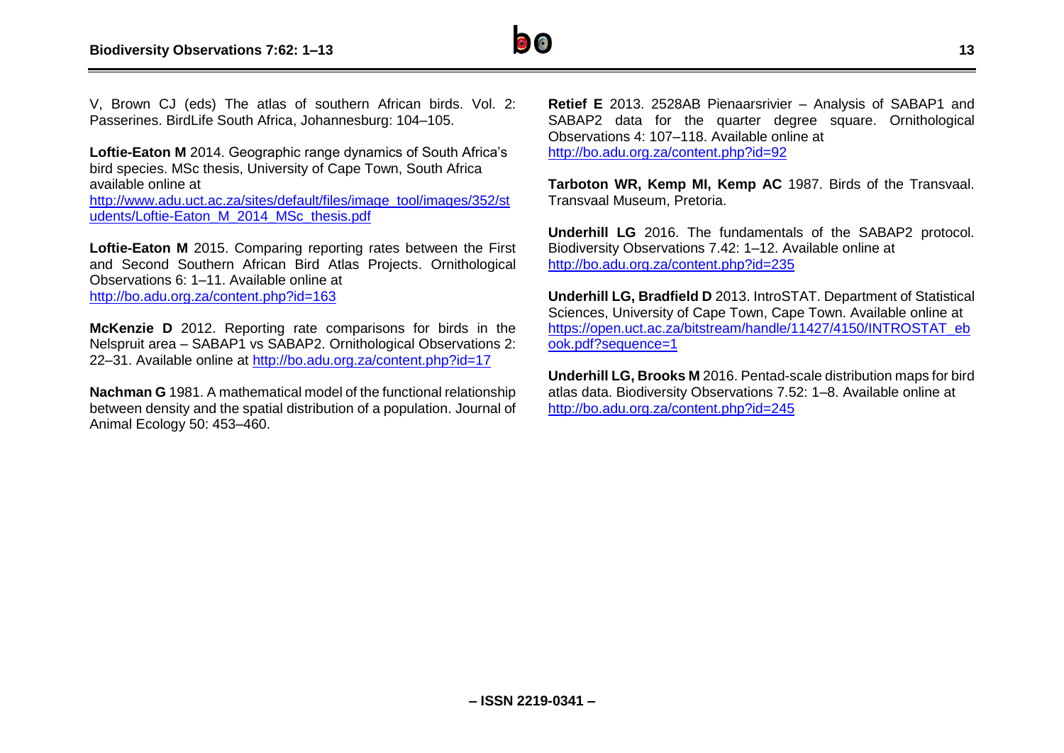V, Brown CJ (eds) The atlas of southern African birds. Vol. 2: Passerines. BirdLife South Africa, Johannesburg: 104–105.

**Loftie-Eaton M** 2014. Geographic range dynamics of South Africa's bird species. MSc thesis, University of Cape Town, South Africa available online at http://www.adu.uct.ac.za/sites/default/files/image_tool/images/352/students/Loftie-Eaton_M_2014_MSc_thesis.pdf

**Loftie-Eaton M** 2015. Comparing reporting rates between the First and Second Southern African Bird Atlas Projects. Ornithological Observations 6: 1–11. Available online at http://bo.adu.org.za/content.php?id=163

**McKenzie D** 2012. Reporting rate comparisons for birds in the Nelspruit area – SABAP1 vs SABAP2. Ornithological Observations 2: 22–31. Available online at http://bo.adu.org.za/content.php?id=17

**Nachman G** 1981. A mathematical model of the functional relationship between density and the spatial distribution of a population. Journal of Animal Ecology 50: 453–460.

**Retief E** 2013. 2528AB Pienaarsrivier – Analysis of SABAP1 and SABAP2 data for the quarter degree square. Ornithological Observations 4: 107–118. Available online at http://bo.adu.org.za/content.php?id=92

**Tarboton WR, Kemp MI, Kemp AC** 1987. Birds of the Transvaal. Transvaal Museum, Pretoria.

**Underhill LG** 2016. The fundamentals of the SABAP2 protocol. Biodiversity Observations 7.42: 1–12. Available online at http://bo.adu.org.za/content.php?id=235

**Underhill LG, Bradfield D** 2013. IntroSTAT. Department of Statistical Sciences, University of Cape Town, Cape Town. Available online at https://open.uct.ac.za/bitstream/handle/11427/4150/INTROSTAT_ebook.pdf?sequence=1

**Underhill LG, Brooks M** 2016. Pentad-scale distribution maps for bird atlas data. Biodiversity Observations 7.52: 1–8. Available online at http://bo.adu.org.za/content.php?id=245